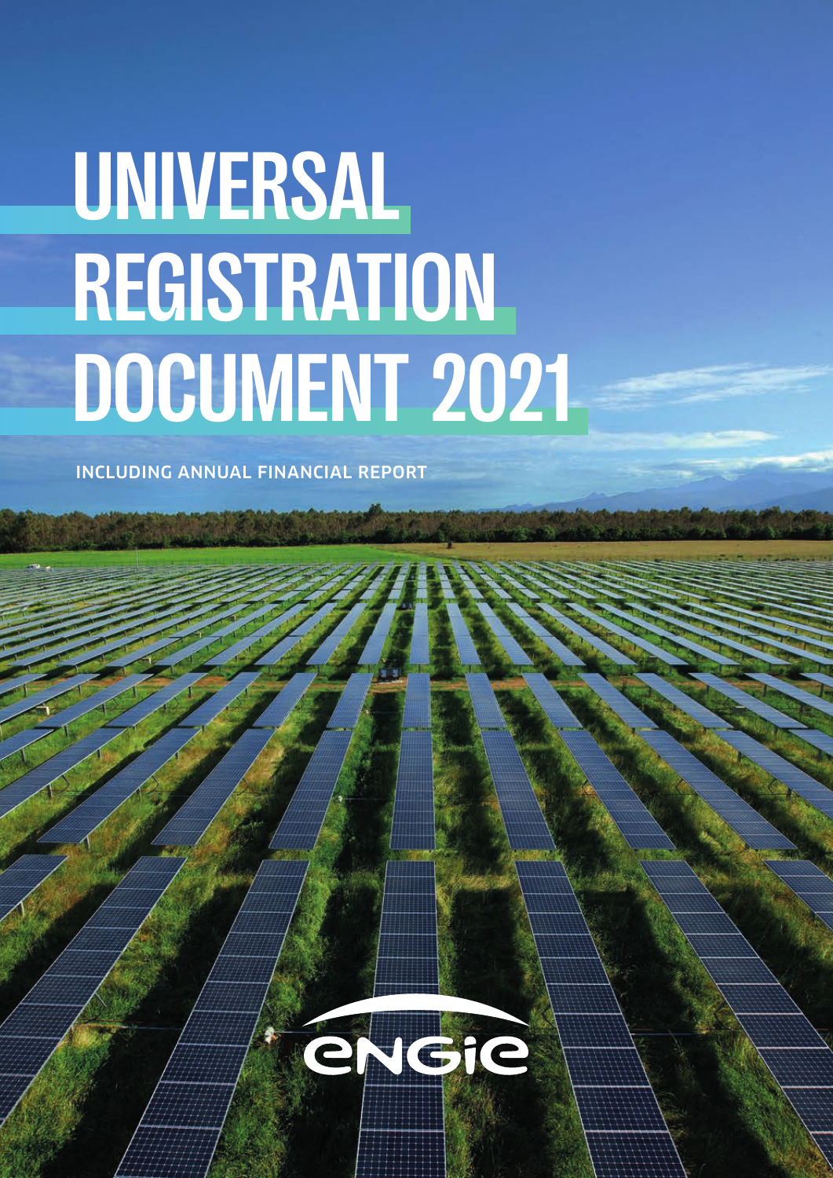# UNIVERSAL REGISTRATION DOCUMENT 2021

INCLUDING ANNUAL FINANCIAL REPORT

ENGIE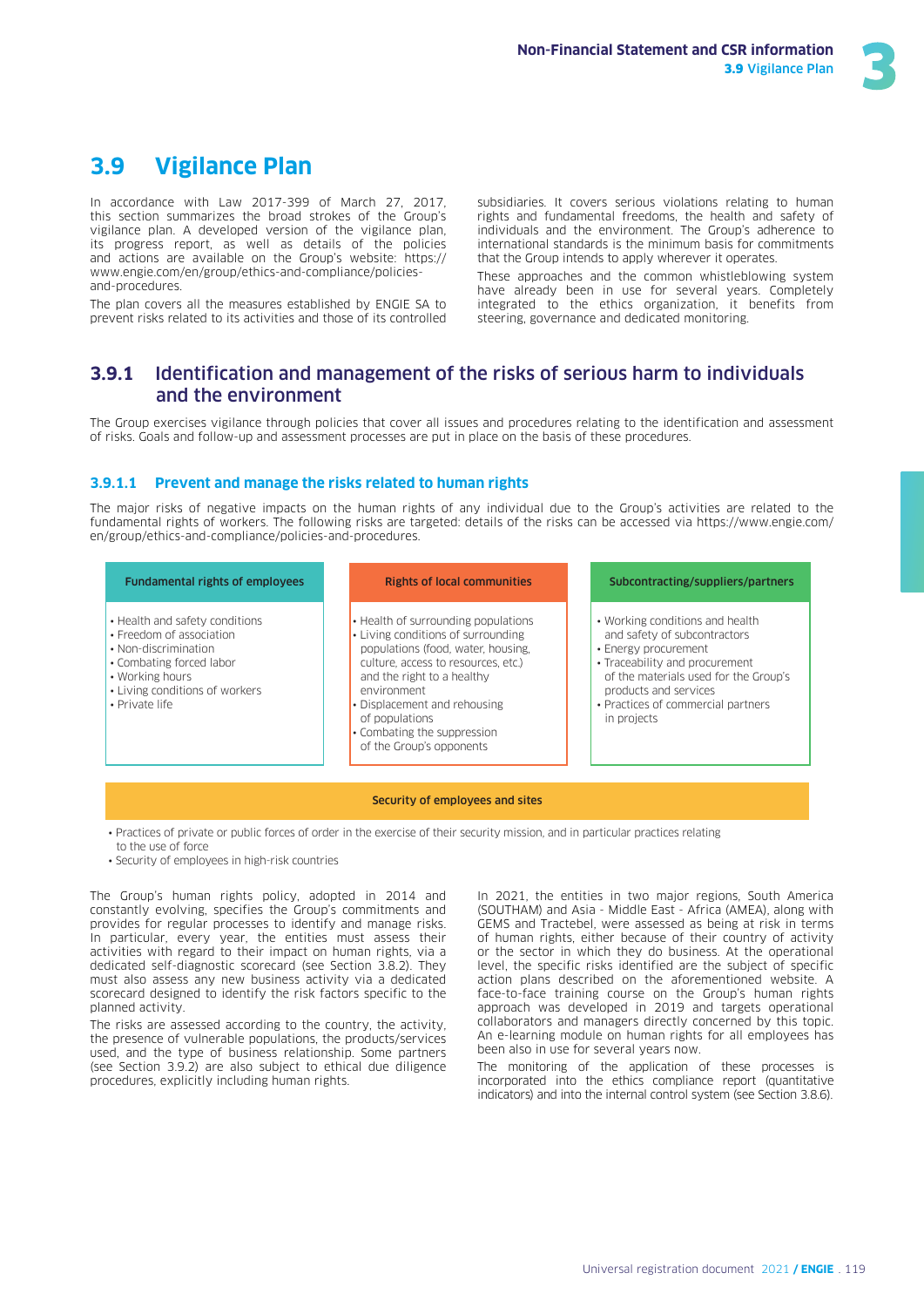## 3.9 Vigilance Plan

In accordance with Law 2017-399 of March 27, 2017, this section summarizes the broad strokes of the Group's vigilance plan. A developed version of the vigilance plan, its progress report, as well as details of the policies and actions are available on the Group's website: https://www.engie.com/en/group/ethics-and-compliance/policies-and-procedures.

The plan covers all the measures established by ENGIE SA to prevent risks related to its activities and those of its controlled subsidiaries. It covers serious violations relating to human rights and fundamental freedoms, the health and safety of individuals and the environment. The Group's adherence to international standards is the minimum basis for commitments that the Group intends to apply wherever it operates.

These approaches and the common whistleblowing system have already been in use for several years. Completely integrated to the ethics organization, it benefits from steering, governance and dedicated monitoring.

### 3.9.1 Identification and management of the risks of serious harm to individuals and the environment

The Group exercises vigilance through policies that cover all issues and procedures relating to the identification and assessment of risks. Goals and follow-up and assessment processes are put in place on the basis of these procedures.

#### 3.9.1.1 Prevent and manage the risks related to human rights

The major risks of negative impacts on the human rights of any individual due to the Group's activities are related to the fundamental rights of workers. The following risks are targeted: details of the risks can be accessed via https://www.engie.com/en/group/ethics-and-compliance/policies-and-procedures.

**Fundamental rights of employees**

- Health and safety conditions
- Freedom of association
- Non-discrimination
- Combating forced labor
- Working hours
- Living conditions of workers
- Private life

**Rights of local communities**

- Health of surrounding populations
- Living conditions of surrounding populations (food, water, housing, culture, access to resources, etc.) and the right to a healthy environment
- Displacement and rehousing of populations
- Combating the suppression of the Group's opponents

**Subcontracting/suppliers/partners**

- Working conditions and health and safety of subcontractors
- Energy procurement
- Traceability and procurement of the materials used for the Group's products and services
- Practices of commercial partners in projects

**Security of employees and sites**

- Practices of private or public forces of order in the exercise of their security mission, and in particular practices relating to the use of force
- Security of employees in high-risk countries

The Group's human rights policy, adopted in 2014 and constantly evolving, specifies the Group's commitments and provides for regular processes to identify and manage risks. In particular, every year, the entities must assess their activities with regard to their impact on human rights, via a dedicated self-diagnostic scorecard (see Section 3.8.2). They must also assess any new business activity via a dedicated scorecard designed to identify the risk factors specific to the planned activity.

The risks are assessed according to the country, the activity, the presence of vulnerable populations, the products/services used, and the type of business relationship. Some partners (see Section 3.9.2) are also subject to ethical due diligence procedures, explicitly including human rights.

In 2021, the entities in two major regions, South America (SOUTHAM) and Asia - Middle East - Africa (AMEA), along with GEMS and Tractebel, were assessed as being at risk in terms of human rights, either because of their country of activity or the sector in which they do business. At the operational level, the specific risks identified are the subject of specific action plans described on the aforementioned website. A face-to-face training course on the Group's human rights approach was developed in 2019 and targets operational collaborators and managers directly concerned by this topic. An e-learning module on human rights for all employees has been also in use for several years now.

The monitoring of the application of these processes is incorporated into the ethics compliance report (quantitative indicators) and into the internal control system (see Section 3.8.6).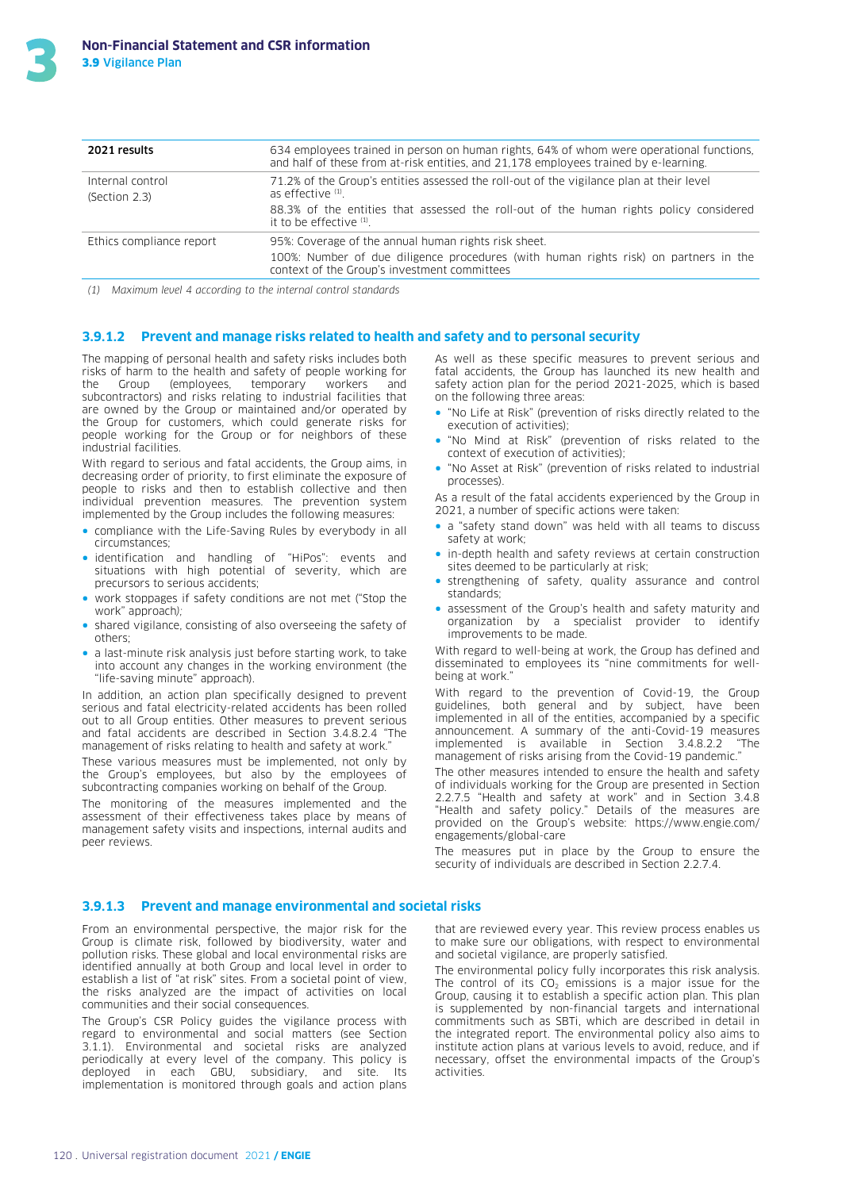| 2021 results | 634 employees trained in person on human rights, 64% of whom were operational functions, and half of these from at-risk entities, and 21,178 employees trained by e-learning. |
|---|---|
| Internal control (Section 2.3) | 71.2% of the Group's entities assessed the roll-out of the vigilance plan at their level as effective [1]. 88.3% of the entities that assessed the roll-out of the human rights policy considered it to be effective [1]. |
| Ethics compliance report | 95%: Coverage of the annual human rights risk sheet. 100%: Number of due diligence procedures (with human rights risk) on partners in the context of the Group's investment committees |

*(1) Maximum level 4 according to the internal control standards*

### 3.9.1.2 Prevent and manage risks related to health and safety and to personal security

The mapping of personal health and safety risks includes both risks of harm to the health and safety of people working for the Group (employees, temporary workers and subcontractors) and risks relating to industrial facilities that are owned by the Group or maintained and/or operated by the Group for customers, which could generate risks for people working for the Group or for neighbors of these industrial facilities.

With regard to serious and fatal accidents, the Group aims, in decreasing order of priority, to first eliminate the exposure of people to risks and then to establish collective and then individual prevention measures. The prevention system implemented by the Group includes the following measures:

- compliance with the Life-Saving Rules by everybody in all circumstances;
- identification and handling of "HiPos": events and situations with high potential of severity, which are precursors to serious accidents;
- work stoppages if safety conditions are not met ("Stop the work" approach);
- shared vigilance, consisting of also overseeing the safety of others;
- a last-minute risk analysis just before starting work, to take into account any changes in the working environment (the "life-saving minute" approach).

In addition, an action plan specifically designed to prevent serious and fatal electricity-related accidents has been rolled out to all Group entities. Other measures to prevent serious and fatal accidents are described in Section 3.4.8.2.4 "The management of risks relating to health and safety at work."

These various measures must be implemented, not only by the Group's employees, but also by the employees of subcontracting companies working on behalf of the Group.

The monitoring of the measures implemented and the assessment of their effectiveness takes place by means of management safety visits and inspections, internal audits and peer reviews.

As well as these specific measures to prevent serious and fatal accidents, the Group has launched its new health and safety action plan for the period 2021-2025, which is based on the following three areas:

- "No Life at Risk" (prevention of risks directly related to the execution of activities);
- "No Mind at Risk" (prevention of risks related to the context of execution of activities);
- "No Asset at Risk" (prevention of risks related to industrial processes).

As a result of the fatal accidents experienced by the Group in 2021, a number of specific actions were taken:

- a "safety stand down" was held with all teams to discuss safety at work;
- in-depth health and safety reviews at certain construction sites deemed to be particularly at risk;
- strengthening of safety, quality assurance and control standards;
- assessment of the Group's health and safety maturity and organization by a specialist provider to identify improvements to be made.

With regard to well-being at work, the Group has defined and disseminated to employees its "nine commitments for well-being at work."

With regard to the prevention of Covid-19, the Group guidelines, both general and by subject, have been implemented in all of the entities, accompanied by a specific announcement. A summary of the anti-Covid-19 measures implemented is available in Section 3.4.8.2.2 "The management of risks arising from the Covid-19 pandemic."

The other measures intended to ensure the health and safety of individuals working for the Group are presented in Section 2.2.7.5 "Health and safety at work" and in Section 3.4.8 "Health and safety policy." Details of the measures are provided on the Group's website: https://www.engie.com/engagements/global-care

The measures put in place by the Group to ensure the security of individuals are described in Section 2.2.7.4.

### 3.9.1.3 Prevent and manage environmental and societal risks

From an environmental perspective, the major risk for the Group is climate risk, followed by biodiversity, water and pollution risks. These global and local environmental risks are identified annually at both Group and local level in order to establish a list of "at risk" sites. From a societal point of view, the risks analyzed are the impact of activities on local communities and their social consequences.

The Group's CSR Policy guides the vigilance process with regard to environmental and social matters (see Section 3.1.1). Environmental and societal risks are analyzed periodically at every level of the company. This policy is deployed in each GBU, subsidiary, and site. Its implementation is monitored through goals and action plans that are reviewed every year. This review process enables us to make sure our obligations, with respect to environmental and societal vigilance, are properly satisfied.

The environmental policy fully incorporates this risk analysis. The control of its $CO_2$ emissions is a major issue for the Group, causing it to establish a specific action plan. This plan is supplemented by non-financial targets and international commitments such as SBTi, which are described in detail in the integrated report. The environmental policy also aims to institute action plans at various levels to avoid, reduce, and if necessary, offset the environmental impacts of the Group's activities.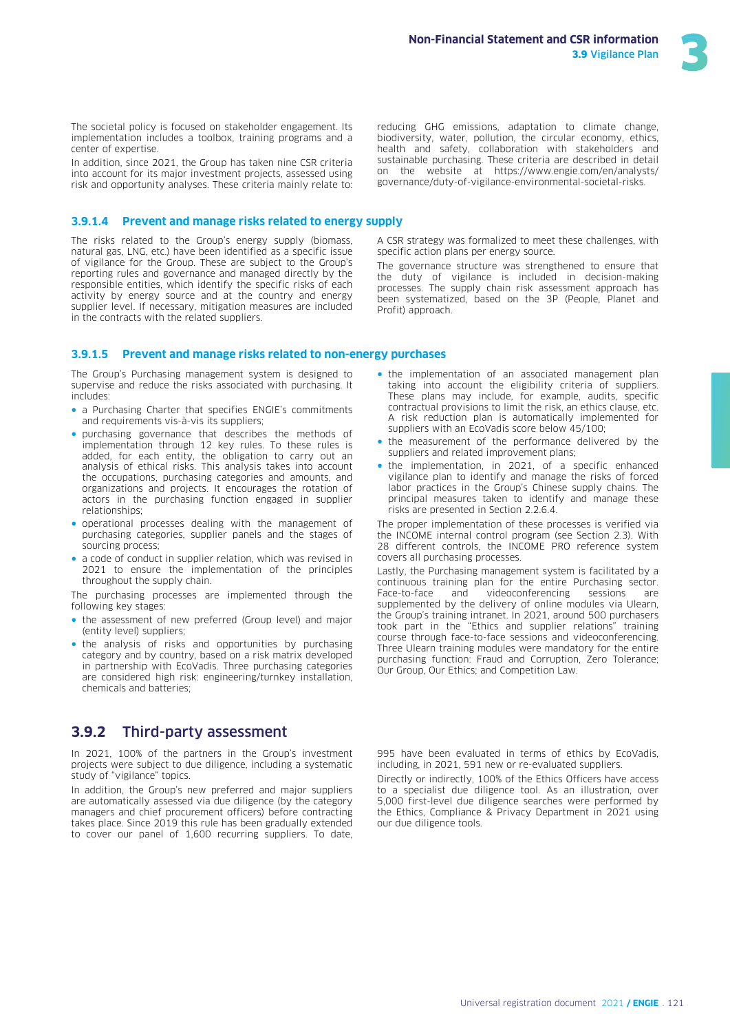The societal policy is focused on stakeholder engagement. Its implementation includes a toolbox, training programs and a center of expertise.

In addition, since 2021, the Group has taken nine CSR criteria into account for its major investment projects, assessed using risk and opportunity analyses. These criteria mainly relate to: reducing GHG emissions, adaptation to climate change, biodiversity, water, pollution, the circular economy, ethics, health and safety, collaboration with stakeholders and sustainable purchasing. These criteria are described in detail on the website at https://www.engie.com/en/analysts/governance/duty-of-vigilance-environmental-societal-risks.

### 3.9.1.4 Prevent and manage risks related to energy supply

The risks related to the Group's energy supply (biomass, natural gas, LNG, etc.) have been identified as a specific issue of vigilance for the Group. These are subject to the Group's reporting rules and governance and managed directly by the responsible entities, which identify the specific risks of each activity by energy source and at the country and energy supplier level. If necessary, mitigation measures are included in the contracts with the related suppliers.

A CSR strategy was formalized to meet these challenges, with specific action plans per energy source.

The governance structure was strengthened to ensure that the duty of vigilance is included in decision-making processes. The supply chain risk assessment approach has been systematized, based on the 3P (People, Planet and Profit) approach.

### 3.9.1.5 Prevent and manage risks related to non-energy purchases

The Group's Purchasing management system is designed to supervise and reduce the risks associated with purchasing. It includes:

- a Purchasing Charter that specifies ENGIE's commitments and requirements vis-à-vis its suppliers;
- purchasing governance that describes the methods of implementation through 12 key rules. To these rules is added, for each entity, the obligation to carry out an analysis of ethical risks. This analysis takes into account the occupations, purchasing categories and amounts, and organizations and projects. It encourages the rotation of actors in the purchasing function engaged in supplier relationships;
- operational processes dealing with the management of purchasing categories, supplier panels and the stages of sourcing process;
- a code of conduct in supplier relation, which was revised in 2021 to ensure the implementation of the principles throughout the supply chain.

The purchasing processes are implemented through the following key stages:

- the assessment of new preferred (Group level) and major (entity level) suppliers;
- the analysis of risks and opportunities by purchasing category and by country, based on a risk matrix developed in partnership with EcoVadis. Three purchasing categories are considered high risk: engineering/turnkey installation, chemicals and batteries;
- the implementation of an associated management plan taking into account the eligibility criteria of suppliers. These plans may include, for example, audits, specific contractual provisions to limit the risk, an ethics clause, etc. A risk reduction plan is automatically implemented for suppliers with an EcoVadis score below 45/100;
- the measurement of the performance delivered by the suppliers and related improvement plans;
- the implementation, in 2021, of a specific enhanced vigilance plan to identify and manage the risks of forced labor practices in the Group's Chinese supply chains. The principal measures taken to identify and manage these risks are presented in Section 2.2.6.4.

The proper implementation of these processes is verified via the INCOME internal control program (see Section 2.3). With 28 different controls, the INCOME PRO reference system covers all purchasing processes.

Lastly, the Purchasing management system is facilitated by a continuous training plan for the entire Purchasing sector. Face-to-face and videoconferencing sessions are supplemented by the delivery of online modules via Ulearn, the Group's training intranet. In 2021, around 500 purchasers took part in the "Ethics and supplier relations" training course through face-to-face sessions and videoconferencing. Three Ulearn training modules were mandatory for the entire purchasing function: Fraud and Corruption, Zero Tolerance; Our Group, Our Ethics; and Competition Law.

## 3.9.2 Third-party assessment

In 2021, 100% of the partners in the Group's investment projects were subject to due diligence, including a systematic study of "vigilance" topics.

In addition, the Group's new preferred and major suppliers are automatically assessed via due diligence (by the category managers and chief procurement officers) before contracting takes place. Since 2019 this rule has been gradually extended to cover our panel of 1,600 recurring suppliers. To date, 995 have been evaluated in terms of ethics by EcoVadis, including, in 2021, 591 new or re-evaluated suppliers.

Directly or indirectly, 100% of the Ethics Officers have access to a specialist due diligence tool. As an illustration, over 5,000 first-level due diligence searches were performed by the Ethics, Compliance & Privacy Department in 2021 using our due diligence tools.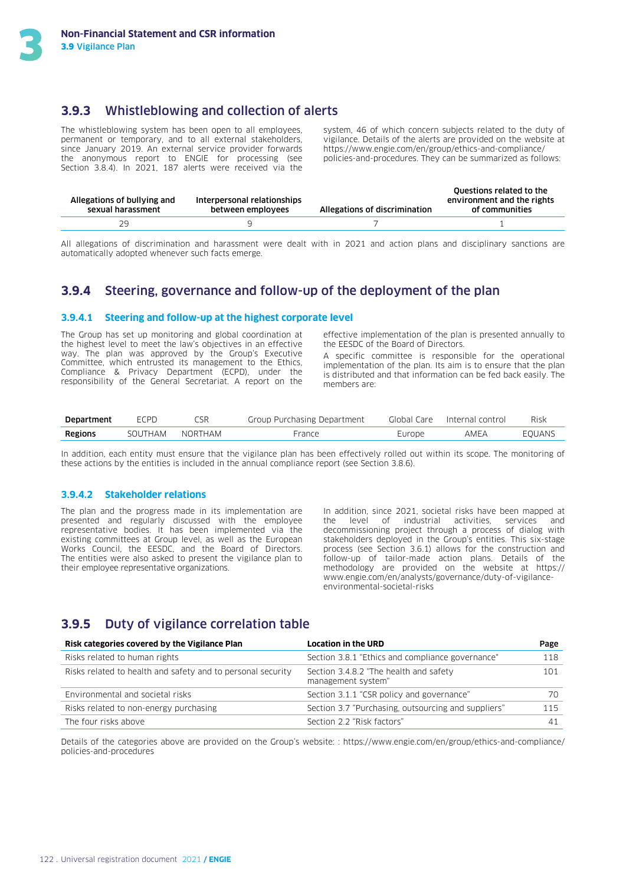### 3.9.3 Whistleblowing and collection of alerts

The whistleblowing system has been open to all employees, permanent or temporary, and to all external stakeholders, since January 2019. An external service provider forwards the anonymous report to ENGIE for processing (see Section 3.8.4). In 2021, 187 alerts were received via the system, 46 of which concern subjects related to the duty of vigilance. Details of the alerts are provided on the website at https://www.engie.com/en/group/ethics-and-compliance/policies-and-procedures. They can be summarized as follows:

| Allegations of bullying and sexual harassment | Interpersonal relationships between employees | Allegations of discrimination | Questions related to the environment and the rights of communities |
|---|---|---|---|
| 29 | 9 | 7 | 1 |

All allegations of discrimination and harassment were dealt with in 2021 and action plans and disciplinary sanctions are automatically adopted whenever such facts emerge.

### 3.9.4 Steering, governance and follow-up of the deployment of the plan

#### 3.9.4.1 Steering and follow-up at the highest corporate level

The Group has set up monitoring and global coordination at the highest level to meet the law's objectives in an effective way. The plan was approved by the Group's Executive Committee, which entrusted its management to the Ethics, Compliance & Privacy Department (ECPD), under the responsibility of the General Secretariat. A report on the effective implementation of the plan is presented annually to the EESDC of the Board of Directors.

A specific committee is responsible for the operational implementation of the plan. Its aim is to ensure that the plan is distributed and that information can be fed back easily. The members are:

| **Department** | ECPD | CSR | Group Purchasing Department | Global Care | Internal control | Risk |
|---|---|---|---|---|---|---|
| **Regions** | SOUTHAM | NORTHAM | France | Europe | AMEA | EQUANS |

In addition, each entity must ensure that the vigilance plan has been effectively rolled out within its scope. The monitoring of these actions by the entities is included in the annual compliance report (see Section 3.8.6).

#### 3.9.4.2 Stakeholder relations

The plan and the progress made in its implementation are presented and regularly discussed with the employee representative bodies. It has been implemented via the existing committees at Group level, as well as the European Works Council, the EESDC, and the Board of Directors. The entities were also asked to present the vigilance plan to their employee representative organizations.

In addition, since 2021, societal risks have been mapped at the level of industrial activities, services and decommissioning project through a process of dialog with stakeholders deployed in the Group's entities. This six-stage process (see Section 3.6.1) allows for the construction and follow-up of tailor-made action plans. Details of the methodology are provided on the website at https://www.engie.com/en/analysts/governance/duty-of-vigilance-environmental-societal-risks

### 3.9.5 Duty of vigilance correlation table

| Risk categories covered by the Vigilance Plan | Location in the URD | Page |
|---|---|---|
| Risks related to human rights | Section 3.8.1 "Ethics and compliance governance" | 118 |
| Risks related to health and safety and to personal security | Section 3.4.8.2 "The health and safety management system" | 101 |
| Environmental and societal risks | Section 3.1.1 "CSR policy and governance" | 70 |
| Risks related to non-energy purchasing | Section 3.7 "Purchasing, outsourcing and suppliers" | 115 |
| The four risks above | Section 2.2 "Risk factors" | 41 |

Details of the categories above are provided on the Group's website: : https://www.engie.com/en/group/ethics-and-compliance/policies-and-procedures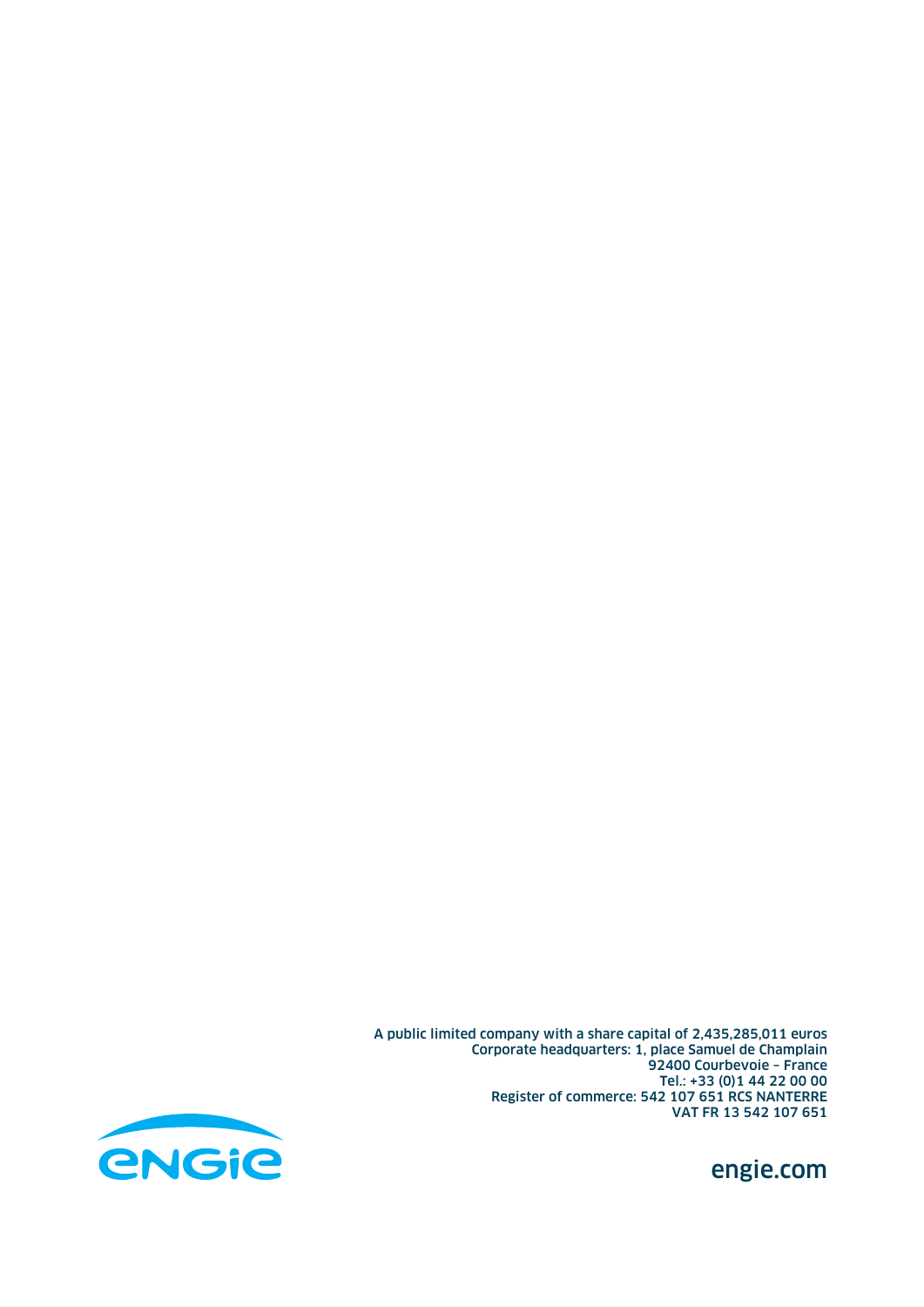A public limited company with a share capital of 2,435,285,011 euros
Corporate headquarters: 1, place Samuel de Champlain
92400 Courbevoie – France
Tel.: +33 (0)1 44 22 00 00
Register of commerce: 542 107 651 RCS NANTERRE
VAT FR 13 542 107 651

engie.com